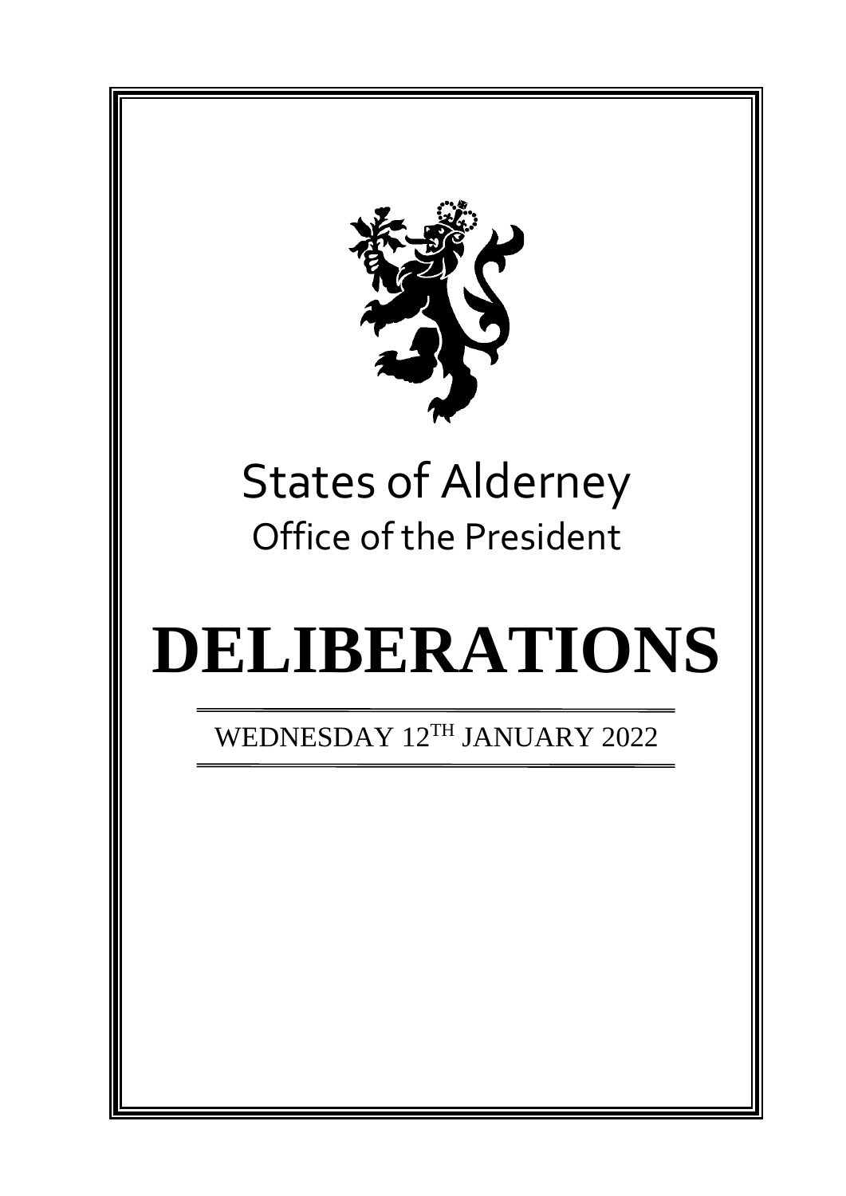# States of Alderney

## Office of the President

# DELIBERATIONS

WEDNESDAY 12TH JANUARY 2022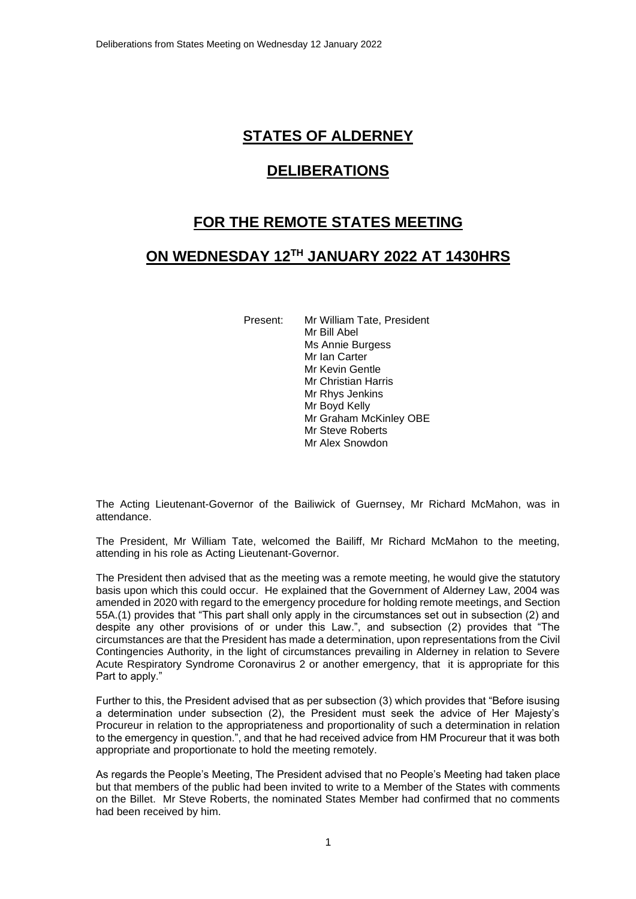# STATES OF ALDERNEY

## DELIBERATIONS

## FOR THE REMOTE STATES MEETING

## ON WEDNESDAY 12TH JANUARY 2022 AT 1430HRS

Present: Mr William Tate, President
Mr Bill Abel
Ms Annie Burgess
Mr Ian Carter
Mr Kevin Gentle
Mr Christian Harris
Mr Rhys Jenkins
Mr Boyd Kelly
Mr Graham McKinley OBE
Mr Steve Roberts
Mr Alex Snowdon

The Acting Lieutenant-Governor of the Bailiwick of Guernsey, Mr Richard McMahon, was in attendance.

The President, Mr William Tate, welcomed the Bailiff, Mr Richard McMahon to the meeting, attending in his role as Acting Lieutenant-Governor.

The President then advised that as the meeting was a remote meeting, he would give the statutory basis upon which this could occur. He explained that the Government of Alderney Law, 2004 was amended in 2020 with regard to the emergency procedure for holding remote meetings, and Section 55A.(1) provides that "This part shall only apply in the circumstances set out in subsection (2) and despite any other provisions of or under this Law.", and subsection (2) provides that "The circumstances are that the President has made a determination, upon representations from the Civil Contingencies Authority, in the light of circumstances prevailing in Alderney in relation to Severe Acute Respiratory Syndrome Coronavirus 2 or another emergency, that it is appropriate for this Part to apply."

Further to this, the President advised that as per subsection (3) which provides that "Before isusing a determination under subsection (2), the President must seek the advice of Her Majesty's Procureur in relation to the appropriateness and proportionality of such a determination in relation to the emergency in question.", and that he had received advice from HM Procureur that it was both appropriate and proportionate to hold the meeting remotely.

As regards the People's Meeting, The President advised that no People's Meeting had taken place but that members of the public had been invited to write to a Member of the States with comments on the Billet. Mr Steve Roberts, the nominated States Member had confirmed that no comments had been received by him.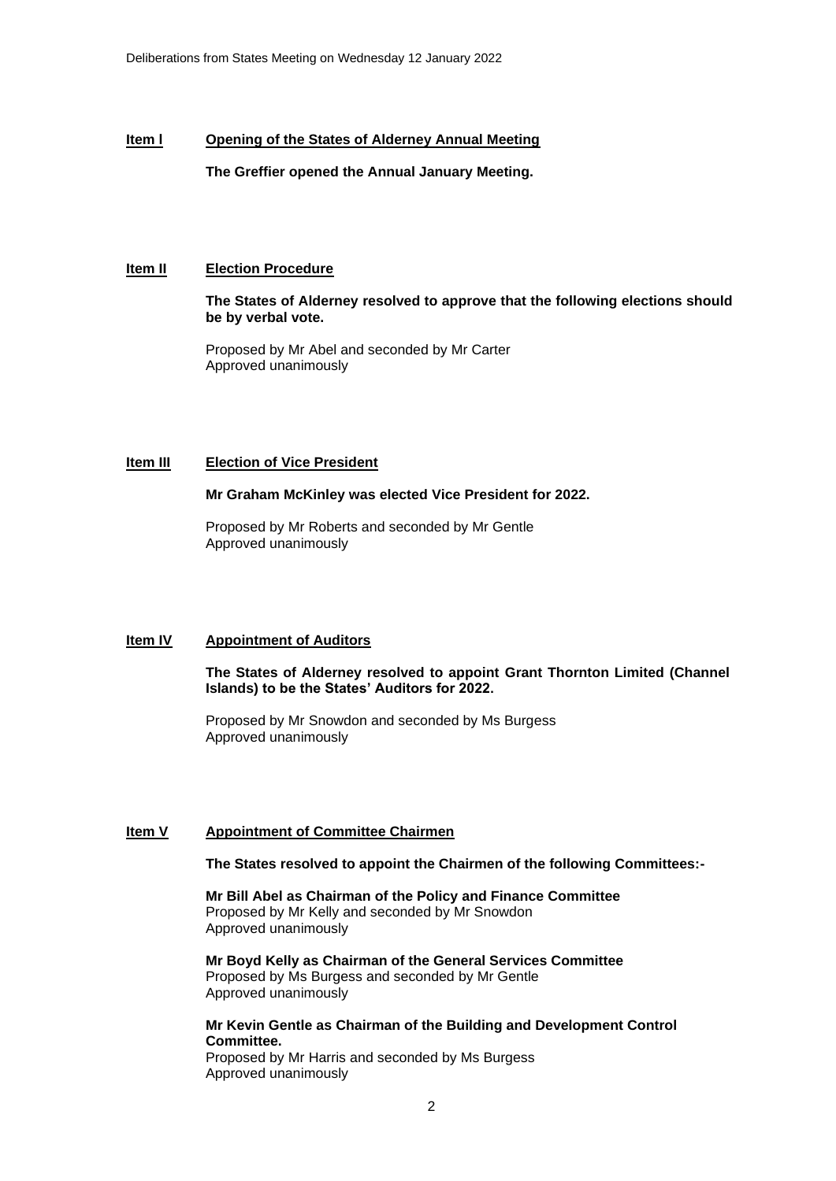**Item I** **Opening of the States of Alderney Annual Meeting**

**The Greffier opened the Annual January Meeting.**

**Item II** **Election Procedure**

**The States of Alderney resolved to approve that the following elections should be by verbal vote.**

Proposed by Mr Abel and seconded by Mr Carter
Approved unanimously

**Item III** **Election of Vice President**

**Mr Graham McKinley was elected Vice President for 2022.**

Proposed by Mr Roberts and seconded by Mr Gentle
Approved unanimously

**Item IV** **Appointment of Auditors**

**The States of Alderney resolved to appoint Grant Thornton Limited (Channel Islands) to be the States' Auditors for 2022.**

Proposed by Mr Snowdon and seconded by Ms Burgess
Approved unanimously

**Item V** **Appointment of Committee Chairmen**

**The States resolved to appoint the Chairmen of the following Committees:-**

**Mr Bill Abel as Chairman of the Policy and Finance Committee**
Proposed by Mr Kelly and seconded by Mr Snowdon
Approved unanimously

**Mr Boyd Kelly as Chairman of the General Services Committee**
Proposed by Ms Burgess and seconded by Mr Gentle
Approved unanimously

**Mr Kevin Gentle as Chairman of the Building and Development Control Committee.**
Proposed by Mr Harris and seconded by Ms Burgess
Approved unanimously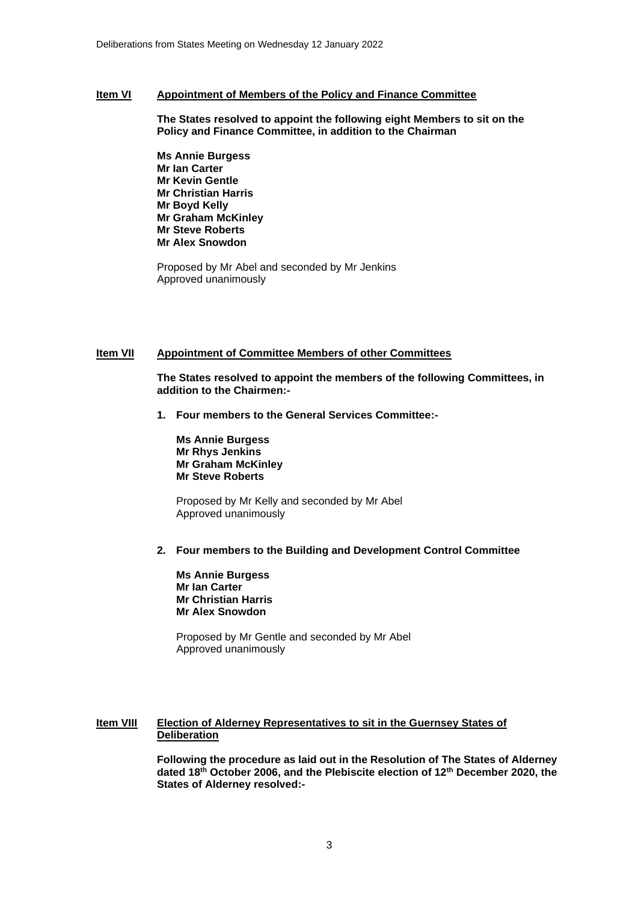**Item VI** **Appointment of Members of the Policy and Finance Committee**

**The States resolved to appoint the following eight Members to sit on the Policy and Finance Committee, in addition to the Chairman**

**Ms Annie Burgess**
**Mr Ian Carter**
**Mr Kevin Gentle**
**Mr Christian Harris**
**Mr Boyd Kelly**
**Mr Graham McKinley**
**Mr Steve Roberts**
**Mr Alex Snowdon**

Proposed by Mr Abel and seconded by Mr Jenkins
Approved unanimously

**Item VII** **Appointment of Committee Members of other Committees**

**The States resolved to appoint the members of the following Committees, in addition to the Chairmen:-**

1. **Four members to the General Services Committee:-**

   **Ms Annie Burgess**
   **Mr Rhys Jenkins**
   **Mr Graham McKinley**
   **Mr Steve Roberts**

   Proposed by Mr Kelly and seconded by Mr Abel
   Approved unanimously

2. **Four members to the Building and Development Control Committee**

   **Ms Annie Burgess**
   **Mr Ian Carter**
   **Mr Christian Harris**
   **Mr Alex Snowdon**

   Proposed by Mr Gentle and seconded by Mr Abel
   Approved unanimously

**Item VIII** **Election of Alderney Representatives to sit in the Guernsey States of Deliberation**

**Following the procedure as laid out in the Resolution of The States of Alderney dated 18th October 2006, and the Plebiscite election of 12th December 2020, the States of Alderney resolved:-**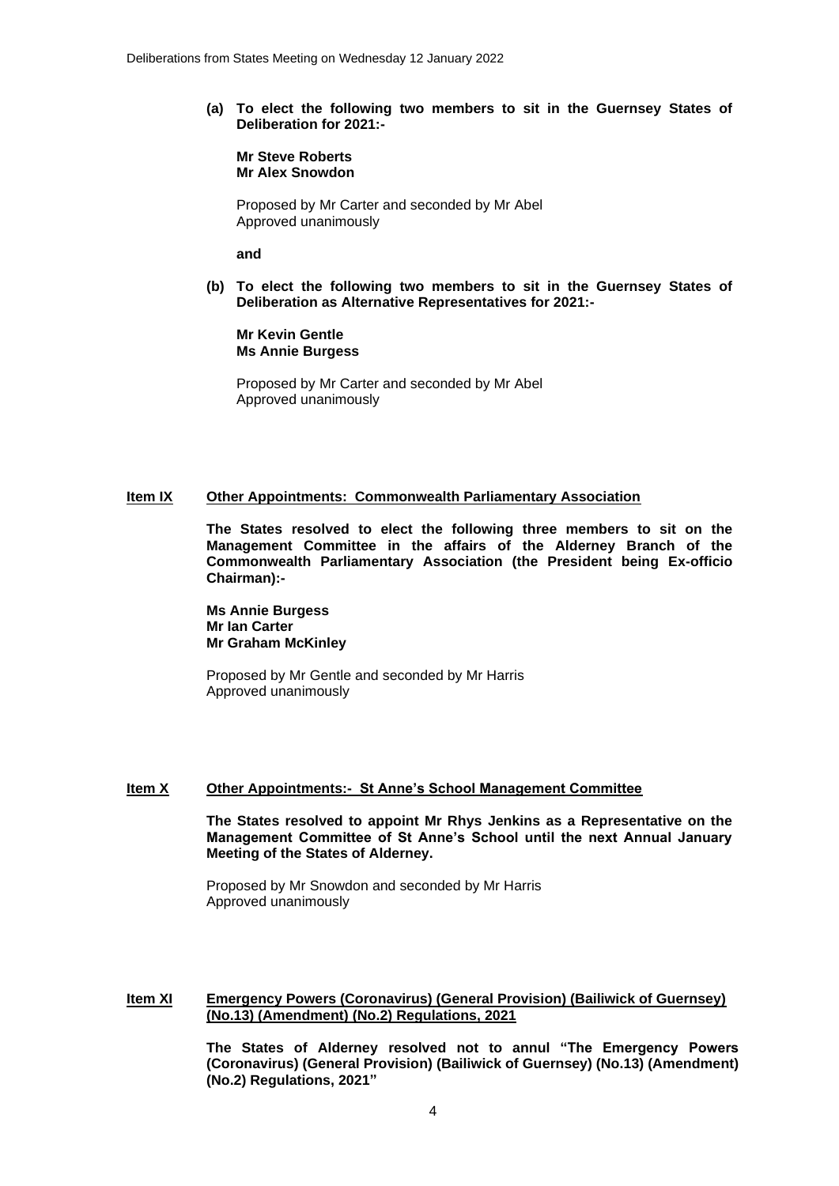**(a) To elect the following two members to sit in the Guernsey States of Deliberation for 2021:-**

**Mr Steve Roberts**
**Mr Alex Snowdon**

Proposed by Mr Carter and seconded by Mr Abel
Approved unanimously

**and**

**(b) To elect the following two members to sit in the Guernsey States of Deliberation as Alternative Representatives for 2021:-**

**Mr Kevin Gentle**
**Ms Annie Burgess**

Proposed by Mr Carter and seconded by Mr Abel
Approved unanimously

## Item IX Other Appointments: Commonwealth Parliamentary Association

**The States resolved to elect the following three members to sit on the Management Committee in the affairs of the Alderney Branch of the Commonwealth Parliamentary Association (the President being Ex-officio Chairman):-**

**Ms Annie Burgess**
**Mr Ian Carter**
**Mr Graham McKinley**

Proposed by Mr Gentle and seconded by Mr Harris
Approved unanimously

## Item X Other Appointments:- St Anne's School Management Committee

**The States resolved to appoint Mr Rhys Jenkins as a Representative on the Management Committee of St Anne's School until the next Annual January Meeting of the States of Alderney.**

Proposed by Mr Snowdon and seconded by Mr Harris
Approved unanimously

## Item XI Emergency Powers (Coronavirus) (General Provision) (Bailiwick of Guernsey) (No.13) (Amendment) (No.2) Regulations, 2021

**The States of Alderney resolved not to annul "The Emergency Powers (Coronavirus) (General Provision) (Bailiwick of Guernsey) (No.13) (Amendment) (No.2) Regulations, 2021"**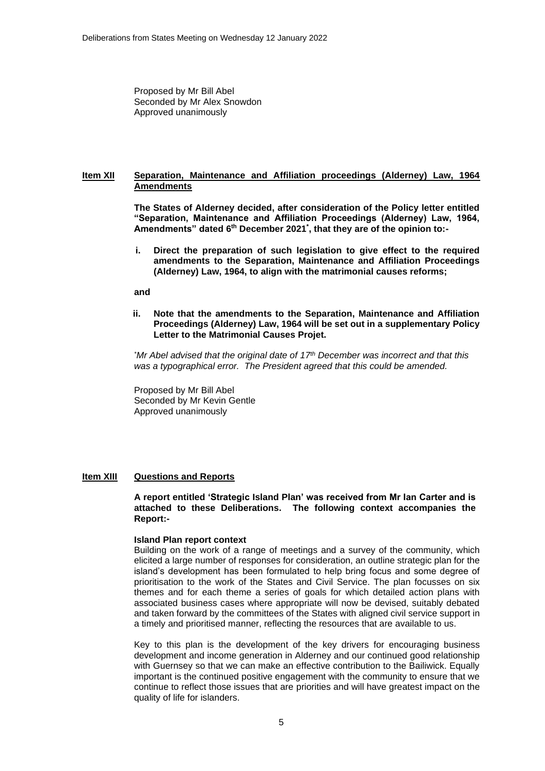Proposed by Mr Bill Abel
Seconded by Mr Alex Snowdon
Approved unanimously

## Item XII Separation, Maintenance and Affiliation proceedings (Alderney) Law, 1964 Amendments

**The States of Alderney decided, after consideration of the Policy letter entitled "Separation, Maintenance and Affiliation Proceedings (Alderney) Law, 1964, Amendments" dated 6th December 2021*, that they are of the opinion to:-**

**i. Direct the preparation of such legislation to give effect to the required amendments to the Separation, Maintenance and Affiliation Proceedings (Alderney) Law, 1964, to align with the matrimonial causes reforms;**

**and**

**ii. Note that the amendments to the Separation, Maintenance and Affiliation Proceedings (Alderney) Law, 1964 will be set out in a supplementary Policy Letter to the Matrimonial Causes Projet.**

*\*Mr Abel advised that the original date of 17th December was incorrect and that this was a typographical error. The President agreed that this could be amended.*

Proposed by Mr Bill Abel
Seconded by Mr Kevin Gentle
Approved unanimously

## Item XIII Questions and Reports

**A report entitled 'Strategic Island Plan' was received from Mr Ian Carter and is attached to these Deliberations. The following context accompanies the Report:-**

**Island Plan report context**

Building on the work of a range of meetings and a survey of the community, which elicited a large number of responses for consideration, an outline strategic plan for the island's development has been formulated to help bring focus and some degree of prioritisation to the work of the States and Civil Service. The plan focusses on six themes and for each theme a series of goals for which detailed action plans with associated business cases where appropriate will now be devised, suitably debated and taken forward by the committees of the States with aligned civil service support in a timely and prioritised manner, reflecting the resources that are available to us.

Key to this plan is the development of the key drivers for encouraging business development and income generation in Alderney and our continued good relationship with Guernsey so that we can make an effective contribution to the Bailiwick. Equally important is the continued positive engagement with the community to ensure that we continue to reflect those issues that are priorities and will have greatest impact on the quality of life for islanders.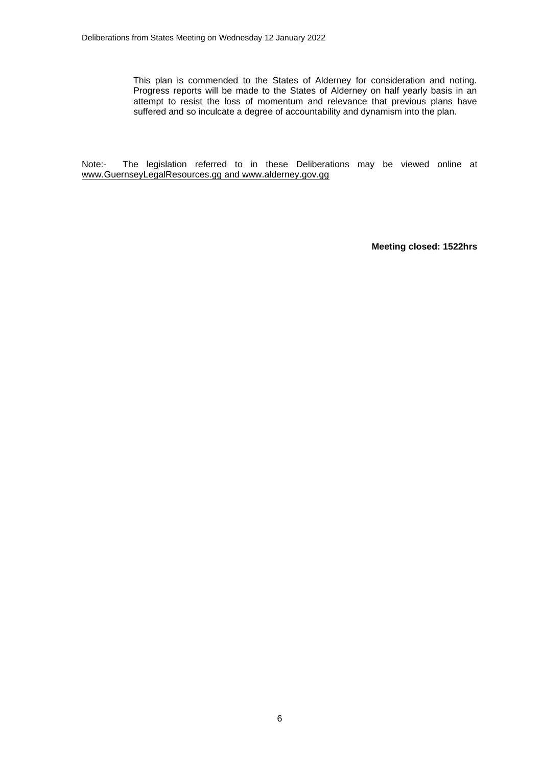This plan is commended to the States of Alderney for consideration and noting. Progress reports will be made to the States of Alderney on half yearly basis in an attempt to resist the loss of momentum and relevance that previous plans have suffered and so inculcate a degree of accountability and dynamism into the plan.

Note:- The legislation referred to in these Deliberations may be viewed online at www.GuernseyLegalResources.gg and www.alderney.gov.gg

**Meeting closed: 1522hrs**